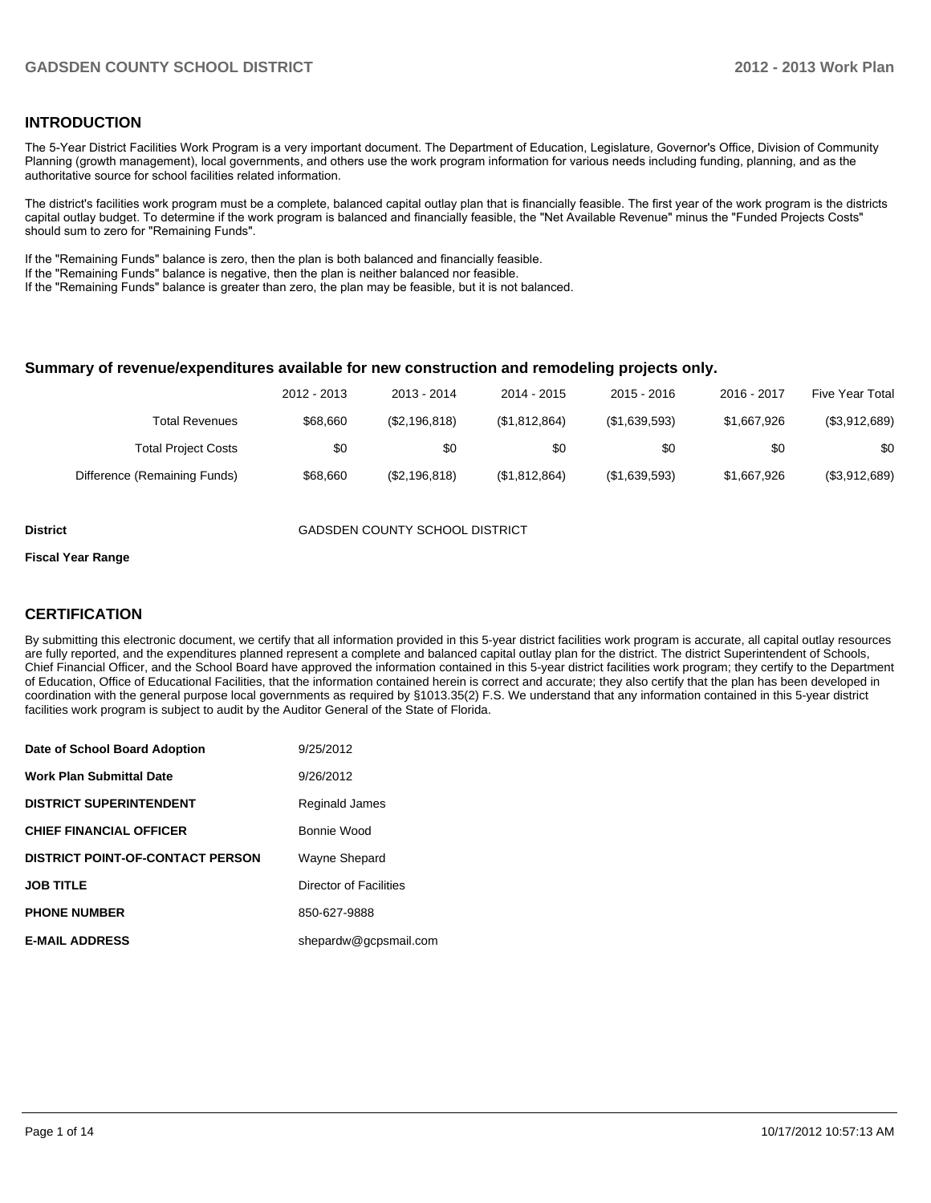## INTRODUCTION

The 5-Year District Facilities Work Program is a very important document. The Department of Education, Legislature, Governor's Office, Division of Community Planning (growth management), local governments, and others use the work program information for various needs including funding, planning, and as the authoritative source for school facilities related information.

The district's facilities work program must be a complete, balanced capital outlay plan that is financially feasible. The first year of the work program is the districts capital outlay budget. To determine if the work program is balanced and financially feasible, the "Net Available Revenue" minus the "Funded Projects Costs" should sum to zero for "Remaining Funds".

If the "Remaining Funds" balance is zero, then the plan is both balanced and financially feasible.
If the "Remaining Funds" balance is negative, then the plan is neither balanced nor feasible.
If the "Remaining Funds" balance is greater than zero, the plan may be feasible, but it is not balanced.

### Summary of revenue/expenditures available for new construction and remodeling projects only.

| | 2012 - 2013 | 2013 - 2014 | 2014 - 2015 | 2015 - 2016 | 2016 - 2017 | Five Year Total |
|---|---|---|---|---|---|---|
| Total Revenues | $68,660 | ($2,196,818) | ($1,812,864) | ($1,639,593) | $1,667,926 | ($3,912,689) |
| Total Project Costs | $0 | $0 | $0 | $0 | $0 | $0 |
| Difference (Remaining Funds) | $68,660 | ($2,196,818) | ($1,812,864) | ($1,639,593) | $1,667,926 | ($3,912,689) |

**District** GADSDEN COUNTY SCHOOL DISTRICT

**Fiscal Year Range**

## CERTIFICATION

By submitting this electronic document, we certify that all information provided in this 5-year district facilities work program is accurate, all capital outlay resources are fully reported, and the expenditures planned represent a complete and balanced capital outlay plan for the district. The district Superintendent of Schools, Chief Financial Officer, and the School Board have approved the information contained in this 5-year district facilities work program; they certify to the Department of Education, Office of Educational Facilities, that the information contained herein is correct and accurate; they also certify that the plan has been developed in coordination with the general purpose local governments as required by §1013.35(2) F.S. We understand that any information contained in this 5-year district facilities work program is subject to audit by the Auditor General of the State of Florida.

| | |
|---|---|
| **Date of School Board Adoption** | 9/25/2012 |
| **Work Plan Submittal Date** | 9/26/2012 |
| **DISTRICT SUPERINTENDENT** | Reginald James |
| **CHIEF FINANCIAL OFFICER** | Bonnie Wood |
| **DISTRICT POINT-OF-CONTACT PERSON** | Wayne Shepard |
| **JOB TITLE** | Director of Facilities |
| **PHONE NUMBER** | 850-627-9888 |
| **E-MAIL ADDRESS** | shepardw@gcpsmail.com |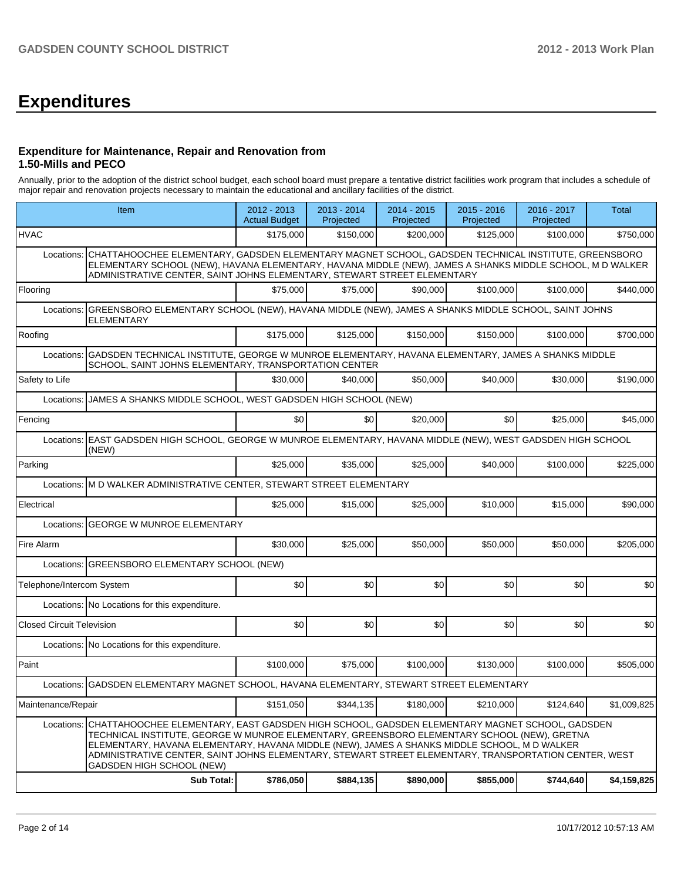# Expenditures

### Expenditure for Maintenance, Repair and Renovation from 1.50-Mills and PECO

Annually, prior to the adoption of the district school budget, each school board must prepare a tentative district facilities work program that includes a schedule of major repair and renovation projects necessary to maintain the educational and ancillary facilities of the district.

| Item | | 2012 - 2013 Actual Budget | 2013 - 2014 Projected | 2014 - 2015 Projected | 2015 - 2016 Projected | 2016 - 2017 Projected | Total |
|---|---|---|---|---|---|---|---|
| HVAC | | $175,000 | $150,000 | $200,000 | $125,000 | $100,000 | $750,000 |
| Locations: | CHATTAHOOCHEE ELEMENTARY, GADSDEN ELEMENTARY MAGNET SCHOOL, GADSDEN TECHNICAL INSTITUTE, GREENSBORO ELEMENTARY SCHOOL (NEW), HAVANA ELEMENTARY, HAVANA MIDDLE (NEW), JAMES A SHANKS MIDDLE SCHOOL, M D WALKER ADMINISTRATIVE CENTER, SAINT JOHNS ELEMENTARY, STEWART STREET ELEMENTARY | | | | | | |
| Flooring | | $75,000 | $75,000 | $90,000 | $100,000 | $100,000 | $440,000 |
| Locations: | GREENSBORO ELEMENTARY SCHOOL (NEW), HAVANA MIDDLE (NEW), JAMES A SHANKS MIDDLE SCHOOL, SAINT JOHNS ELEMENTARY | | | | | | |
| Roofing | | $175,000 | $125,000 | $150,000 | $150,000 | $100,000 | $700,000 |
| Locations: | GADSDEN TECHNICAL INSTITUTE, GEORGE W MUNROE ELEMENTARY, HAVANA ELEMENTARY, JAMES A SHANKS MIDDLE SCHOOL, SAINT JOHNS ELEMENTARY, TRANSPORTATION CENTER | | | | | | |
| Safety to Life | | $30,000 | $40,000 | $50,000 | $40,000 | $30,000 | $190,000 |
| Locations: | JAMES A SHANKS MIDDLE SCHOOL, WEST GADSDEN HIGH SCHOOL (NEW) | | | | | | |
| Fencing | | $0 | $0 | $20,000 | $0 | $25,000 | $45,000 |
| Locations: | EAST GADSDEN HIGH SCHOOL, GEORGE W MUNROE ELEMENTARY, HAVANA MIDDLE (NEW), WEST GADSDEN HIGH SCHOOL (NEW) | | | | | | |
| Parking | | $25,000 | $35,000 | $25,000 | $40,000 | $100,000 | $225,000 |
| Locations: | M D WALKER ADMINISTRATIVE CENTER, STEWART STREET ELEMENTARY | | | | | | |
| Electrical | | $25,000 | $15,000 | $25,000 | $10,000 | $15,000 | $90,000 |
| Locations: | GEORGE W MUNROE ELEMENTARY | | | | | | |
| Fire Alarm | | $30,000 | $25,000 | $50,000 | $50,000 | $50,000 | $205,000 |
| Locations: | GREENSBORO ELEMENTARY SCHOOL (NEW) | | | | | | |
| Telephone/Intercom System | | $0 | $0 | $0 | $0 | $0 | $0 |
| Locations: | No Locations for this expenditure. | | | | | | |
| Closed Circuit Television | | $0 | $0 | $0 | $0 | $0 | $0 |
| Locations: | No Locations for this expenditure. | | | | | | |
| Paint | | $100,000 | $75,000 | $100,000 | $130,000 | $100,000 | $505,000 |
| Locations: | GADSDEN ELEMENTARY MAGNET SCHOOL, HAVANA ELEMENTARY, STEWART STREET ELEMENTARY | | | | | | |
| Maintenance/Repair | | $151,050 | $344,135 | $180,000 | $210,000 | $124,640 | $1,009,825 |
| Locations: | CHATTAHOOCHEE ELEMENTARY, EAST GADSDEN HIGH SCHOOL, GADSDEN ELEMENTARY MAGNET SCHOOL, GADSDEN TECHNICAL INSTITUTE, GEORGE W MUNROE ELEMENTARY, GREENSBORO ELEMENTARY SCHOOL (NEW), GRETNA ELEMENTARY, HAVANA ELEMENTARY, HAVANA MIDDLE (NEW), JAMES A SHANKS MIDDLE SCHOOL, M D WALKER ADMINISTRATIVE CENTER, SAINT JOHNS ELEMENTARY, STEWART STREET ELEMENTARY, TRANSPORTATION CENTER, WEST GADSDEN HIGH SCHOOL (NEW) | | | | | | |
| | **Sub Total:** | **$786,050** | **$884,135** | **$890,000** | **$855,000** | **$744,640** | **$4,159,825** |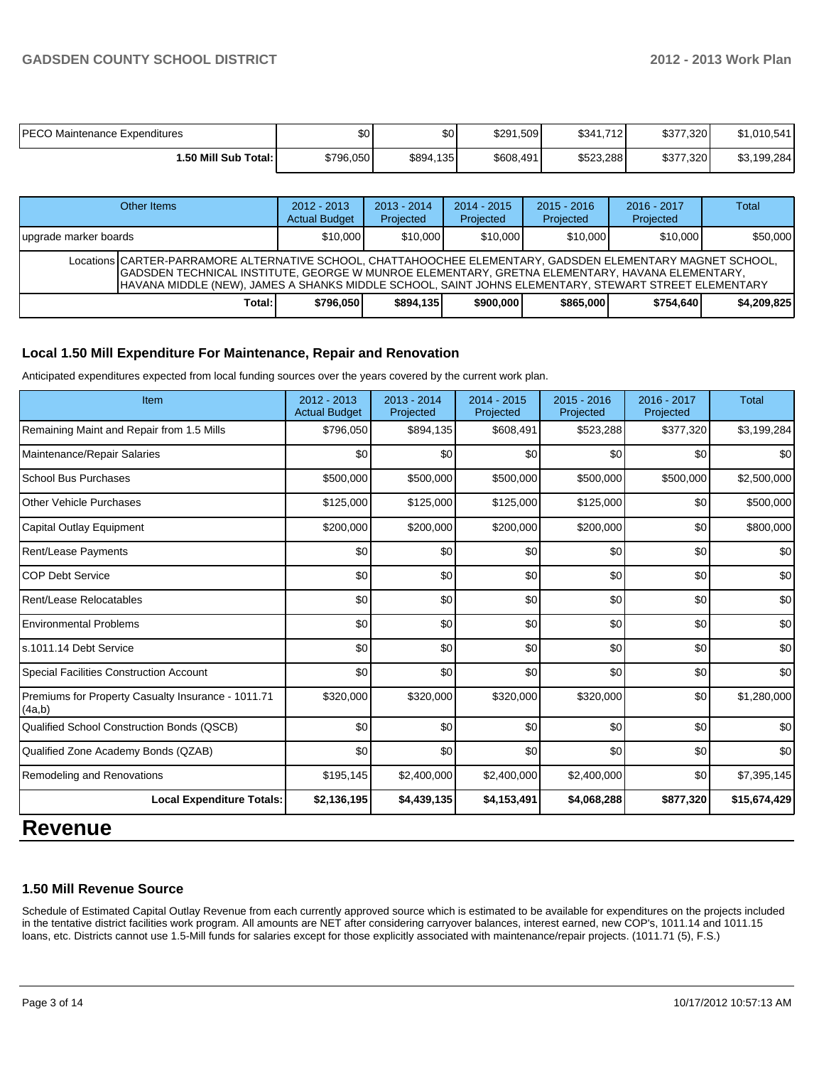| | | | | | | |
|---|---|---|---|---|---|---|
| PECO Maintenance Expenditures | $0 | $0 | $291,509 | $341,712 | $377,320 | $1,010,541 |
| **1.50 Mill Sub Total:** | $796,050 | $894,135 | $608,491 | $523,288 | $377,320 | $3,199,284 |

| Other Items | 2012 - 2013 Actual Budget | 2013 - 2014 Projected | 2014 - 2015 Projected | 2015 - 2016 Projected | 2016 - 2017 Projected | Total |
|---|---|---|---|---|---|---|
| upgrade marker boards | $10,000 | $10,000 | $10,000 | $10,000 | $10,000 | $50,000 |
| Locations CARTER-PARRAMORE ALTERNATIVE SCHOOL, CHATTAHOOCHEE ELEMENTARY, GADSDEN ELEMENTARY MAGNET SCHOOL, GADSDEN TECHNICAL INSTITUTE, GEORGE W MUNROE ELEMENTARY, GRETNA ELEMENTARY, HAVANA ELEMENTARY, HAVANA MIDDLE (NEW), JAMES A SHANKS MIDDLE SCHOOL, SAINT JOHNS ELEMENTARY, STEWART STREET ELEMENTARY | | | | | | |
| **Total:** | **$796,050** | **$894,135** | **$900,000** | **$865,000** | **$754,640** | **$4,209,825** |

### Local 1.50 Mill Expenditure For Maintenance, Repair and Renovation

Anticipated expenditures expected from local funding sources over the years covered by the current work plan.

| Item | 2012 - 2013 Actual Budget | 2013 - 2014 Projected | 2014 - 2015 Projected | 2015 - 2016 Projected | 2016 - 2017 Projected | Total |
|---|---|---|---|---|---|---|
| Remaining Maint and Repair from 1.5 Mills | $796,050 | $894,135 | $608,491 | $523,288 | $377,320 | $3,199,284 |
| Maintenance/Repair Salaries | $0 | $0 | $0 | $0 | $0 | $0 |
| School Bus Purchases | $500,000 | $500,000 | $500,000 | $500,000 | $500,000 | $2,500,000 |
| Other Vehicle Purchases | $125,000 | $125,000 | $125,000 | $125,000 | $0 | $500,000 |
| Capital Outlay Equipment | $200,000 | $200,000 | $200,000 | $200,000 | $0 | $800,000 |
| Rent/Lease Payments | $0 | $0 | $0 | $0 | $0 | $0 |
| COP Debt Service | $0 | $0 | $0 | $0 | $0 | $0 |
| Rent/Lease Relocatables | $0 | $0 | $0 | $0 | $0 | $0 |
| Environmental Problems | $0 | $0 | $0 | $0 | $0 | $0 |
| s.1011.14 Debt Service | $0 | $0 | $0 | $0 | $0 | $0 |
| Special Facilities Construction Account | $0 | $0 | $0 | $0 | $0 | $0 |
| Premiums for Property Casualty Insurance - 1011.71 (4a,b) | $320,000 | $320,000 | $320,000 | $320,000 | $0 | $1,280,000 |
| Qualified School Construction Bonds (QSCB) | $0 | $0 | $0 | $0 | $0 | $0 |
| Qualified Zone Academy Bonds (QZAB) | $0 | $0 | $0 | $0 | $0 | $0 |
| Remodeling and Renovations | $195,145 | $2,400,000 | $2,400,000 | $2,400,000 | $0 | $7,395,145 |
| **Local Expenditure Totals:** | **$2,136,195** | **$4,439,135** | **$4,153,491** | **$4,068,288** | **$877,320** | **$15,674,429** |

# Revenue

### 1.50 Mill Revenue Source

Schedule of Estimated Capital Outlay Revenue from each currently approved source which is estimated to be available for expenditures on the projects included in the tentative district facilities work program. All amounts are NET after considering carryover balances, interest earned, new COP's, 1011.14 and 1011.15 loans, etc. Districts cannot use 1.5-Mill funds for salaries except for those explicitly associated with maintenance/repair projects. (1011.71 (5), F.S.)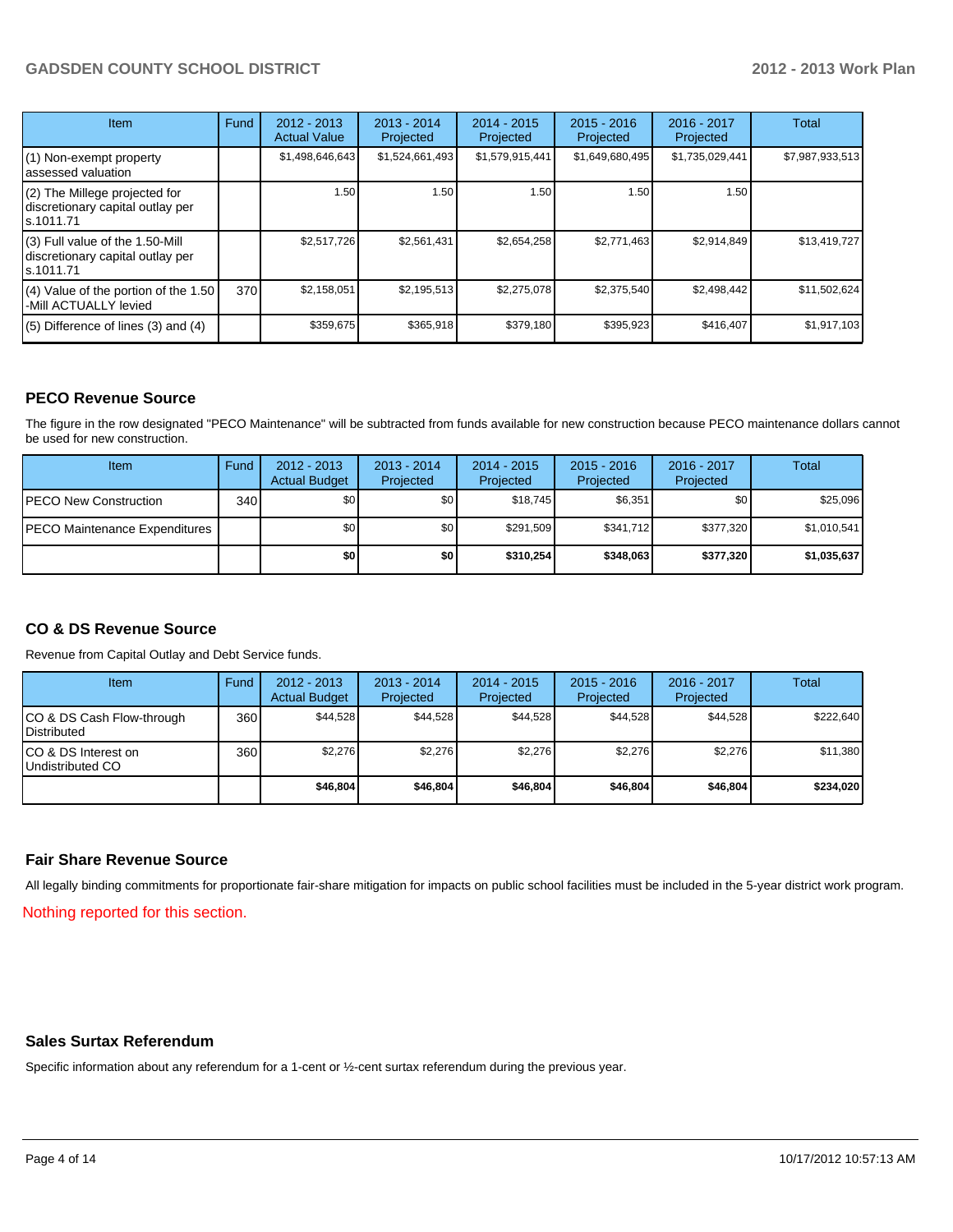| Item | Fund | 2012 - 2013 Actual Value | 2013 - 2014 Projected | 2014 - 2015 Projected | 2015 - 2016 Projected | 2016 - 2017 Projected | Total |
|---|---|---|---|---|---|---|---|
| (1) Non-exempt property assessed valuation | | $1,498,646,643 | $1,524,661,493 | $1,579,915,441 | $1,649,680,495 | $1,735,029,441 | $7,987,933,513 |
| (2) The Millege projected for discretionary capital outlay per s.1011.71 | | 1.50 | 1.50 | 1.50 | 1.50 | 1.50 | |
| (3) Full value of the 1.50-Mill discretionary capital outlay per s.1011.71 | | $2,517,726 | $2,561,431 | $2,654,258 | $2,771,463 | $2,914,849 | $13,419,727 |
| (4) Value of the portion of the 1.50 -Mill ACTUALLY levied | 370 | $2,158,051 | $2,195,513 | $2,275,078 | $2,375,540 | $2,498,442 | $11,502,624 |
| (5) Difference of lines (3) and (4) | | $359,675 | $365,918 | $379,180 | $395,923 | $416,407 | $1,917,103 |

## PECO Revenue Source

The figure in the row designated "PECO Maintenance" will be subtracted from funds available for new construction because PECO maintenance dollars cannot be used for new construction.

| Item | Fund | 2012 - 2013 Actual Budget | 2013 - 2014 Projected | 2014 - 2015 Projected | 2015 - 2016 Projected | 2016 - 2017 Projected | Total |
|---|---|---|---|---|---|---|---|
| PECO New Construction | 340 | $0 | $0 | $18,745 | $6,351 | $0 | $25,096 |
| PECO Maintenance Expenditures | | $0 | $0 | $291,509 | $341,712 | $377,320 | $1,010,541 |
| | | **$0** | **$0** | **$310,254** | **$348,063** | **$377,320** | **$1,035,637** |

## CO & DS Revenue Source

Revenue from Capital Outlay and Debt Service funds.

| Item | Fund | 2012 - 2013 Actual Budget | 2013 - 2014 Projected | 2014 - 2015 Projected | 2015 - 2016 Projected | 2016 - 2017 Projected | Total |
|---|---|---|---|---|---|---|---|
| CO & DS Cash Flow-through Distributed | 360 | $44,528 | $44,528 | $44,528 | $44,528 | $44,528 | $222,640 |
| CO & DS Interest on Undistributed CO | 360 | $2,276 | $2,276 | $2,276 | $2,276 | $2,276 | $11,380 |
| | | **$46,804** | **$46,804** | **$46,804** | **$46,804** | **$46,804** | **$234,020** |

## Fair Share Revenue Source

All legally binding commitments for proportionate fair-share mitigation for impacts on public school facilities must be included in the 5-year district work program.

Nothing reported for this section.

## Sales Surtax Referendum

Specific information about any referendum for a 1-cent or ½-cent surtax referendum during the previous year.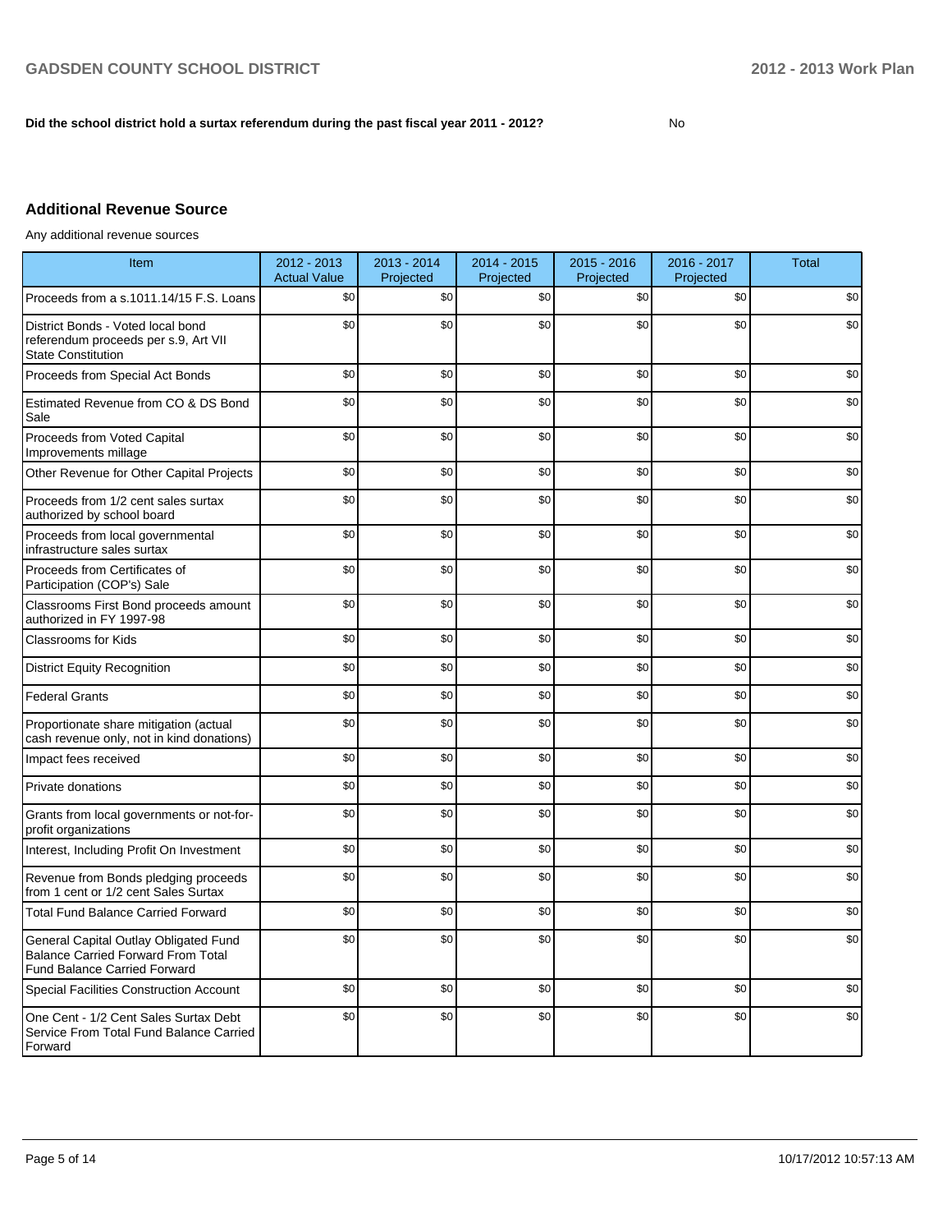**Did the school district hold a surtax referendum during the past fiscal year 2011 - 2012?** No

## Additional Revenue Source

Any additional revenue sources

| Item | 2012 - 2013 Actual Value | 2013 - 2014 Projected | 2014 - 2015 Projected | 2015 - 2016 Projected | 2016 - 2017 Projected | Total |
|---|---|---|---|---|---|---|
| Proceeds from a s.1011.14/15 F.S. Loans | $0 | $0 | $0 | $0 | $0 | $0 |
| District Bonds - Voted local bond referendum proceeds per s.9, Art VII State Constitution | $0 | $0 | $0 | $0 | $0 | $0 |
| Proceeds from Special Act Bonds | $0 | $0 | $0 | $0 | $0 | $0 |
| Estimated Revenue from CO & DS Bond Sale | $0 | $0 | $0 | $0 | $0 | $0 |
| Proceeds from Voted Capital Improvements millage | $0 | $0 | $0 | $0 | $0 | $0 |
| Other Revenue for Other Capital Projects | $0 | $0 | $0 | $0 | $0 | $0 |
| Proceeds from 1/2 cent sales surtax authorized by school board | $0 | $0 | $0 | $0 | $0 | $0 |
| Proceeds from local governmental infrastructure sales surtax | $0 | $0 | $0 | $0 | $0 | $0 |
| Proceeds from Certificates of Participation (COP's) Sale | $0 | $0 | $0 | $0 | $0 | $0 |
| Classrooms First Bond proceeds amount authorized in FY 1997-98 | $0 | $0 | $0 | $0 | $0 | $0 |
| Classrooms for Kids | $0 | $0 | $0 | $0 | $0 | $0 |
| District Equity Recognition | $0 | $0 | $0 | $0 | $0 | $0 |
| Federal Grants | $0 | $0 | $0 | $0 | $0 | $0 |
| Proportionate share mitigation (actual cash revenue only, not in kind donations) | $0 | $0 | $0 | $0 | $0 | $0 |
| Impact fees received | $0 | $0 | $0 | $0 | $0 | $0 |
| Private donations | $0 | $0 | $0 | $0 | $0 | $0 |
| Grants from local governments or not-for-profit organizations | $0 | $0 | $0 | $0 | $0 | $0 |
| Interest, Including Profit On Investment | $0 | $0 | $0 | $0 | $0 | $0 |
| Revenue from Bonds pledging proceeds from 1 cent or 1/2 cent Sales Surtax | $0 | $0 | $0 | $0 | $0 | $0 |
| Total Fund Balance Carried Forward | $0 | $0 | $0 | $0 | $0 | $0 |
| General Capital Outlay Obligated Fund Balance Carried Forward From Total Fund Balance Carried Forward | $0 | $0 | $0 | $0 | $0 | $0 |
| Special Facilities Construction Account | $0 | $0 | $0 | $0 | $0 | $0 |
| One Cent - 1/2 Cent Sales Surtax Debt Service From Total Fund Balance Carried Forward | $0 | $0 | $0 | $0 | $0 | $0 |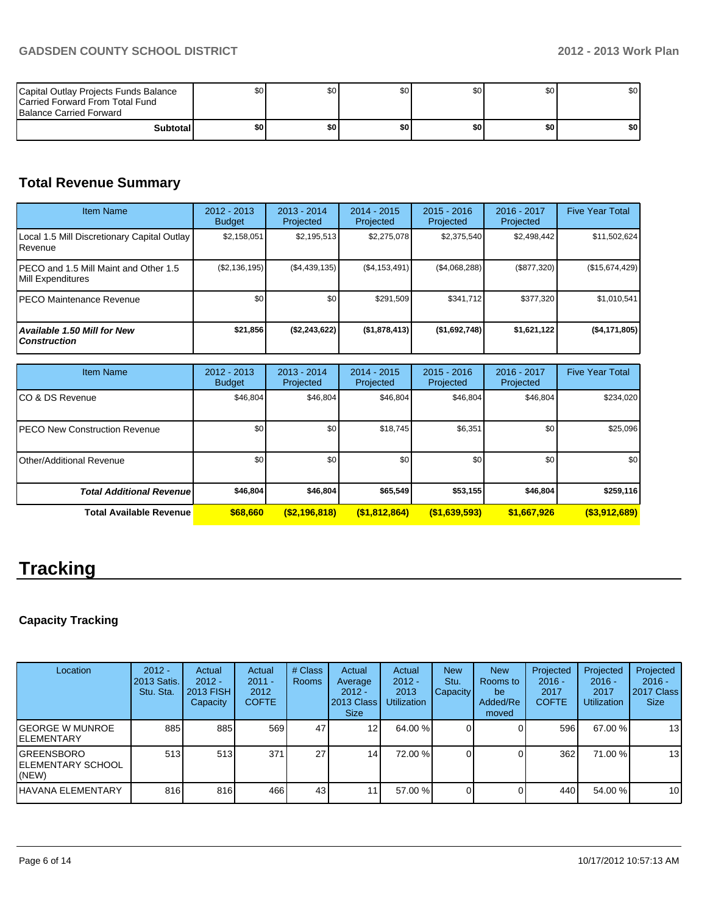| | | | | | | |
|---|---|---|---|---|---|---|
| Capital Outlay Projects Funds Balance Carried Forward From Total Fund Balance Carried Forward | $0 | $0 | $0 | $0 | $0 | $0 |
| **Subtotal** | **$0** | **$0** | **$0** | **$0** | **$0** | **$0** |

## Total Revenue Summary

| Item Name | 2012 - 2013 Budget | 2013 - 2014 Projected | 2014 - 2015 Projected | 2015 - 2016 Projected | 2016 - 2017 Projected | Five Year Total |
|---|---|---|---|---|---|---|
| Local 1.5 Mill Discretionary Capital Outlay Revenue | $2,158,051 | $2,195,513 | $2,275,078 | $2,375,540 | $2,498,442 | $11,502,624 |
| PECO and 1.5 Mill Maint and Other 1.5 Mill Expenditures | ($2,136,195) | ($4,439,135) | ($4,153,491) | ($4,068,288) | ($877,320) | ($15,674,429) |
| PECO Maintenance Revenue | $0 | $0 | $291,509 | $341,712 | $377,320 | $1,010,541 |
| ***Available 1.50 Mill for New Construction*** | **$21,856** | **($2,243,622)** | **($1,878,413)** | **($1,692,748)** | **$1,621,122** | **($4,171,805)** |

| Item Name | 2012 - 2013 Budget | 2013 - 2014 Projected | 2014 - 2015 Projected | 2015 - 2016 Projected | 2016 - 2017 Projected | Five Year Total |
|---|---|---|---|---|---|---|
| CO & DS Revenue | $46,804 | $46,804 | $46,804 | $46,804 | $46,804 | $234,020 |
| PECO New Construction Revenue | $0 | $0 | $18,745 | $6,351 | $0 | $25,096 |
| Other/Additional Revenue | $0 | $0 | $0 | $0 | $0 | $0 |
| ***Total Additional Revenue*** | **$46,804** | **$46,804** | **$65,549** | **$53,155** | **$46,804** | **$259,116** |
| **Total Available Revenue** | **$68,660** | **($2,196,818)** | **($1,812,864)** | **($1,639,593)** | **$1,667,926** | **($3,912,689)** |

# Tracking

### Capacity Tracking

| Location | 2012 - 2013 Satis. Stu. Sta. | Actual 2012 - 2013 FISH Capacity | Actual 2011 - 2012 COFTE | # Class Rooms | Actual Average 2012 - 2013 Class Size | Actual 2012 - 2013 Utilization | New Stu. Capacity | New Rooms to be Added/Removed | Projected 2016 - 2017 COFTE | Projected 2016 - 2017 Utilization | Projected 2016 - 2017 Class Size |
|---|---|---|---|---|---|---|---|---|---|---|---|
| GEORGE W MUNROE ELEMENTARY | 885 | 885 | 569 | 47 | 12 | 64.00 % | 0 | 0 | 596 | 67.00 % | 13 |
| GREENSBORO ELEMENTARY SCHOOL (NEW) | 513 | 513 | 371 | 27 | 14 | 72.00 % | 0 | 0 | 362 | 71.00 % | 13 |
| HAVANA ELEMENTARY | 816 | 816 | 466 | 43 | 11 | 57.00 % | 0 | 0 | 440 | 54.00 % | 10 |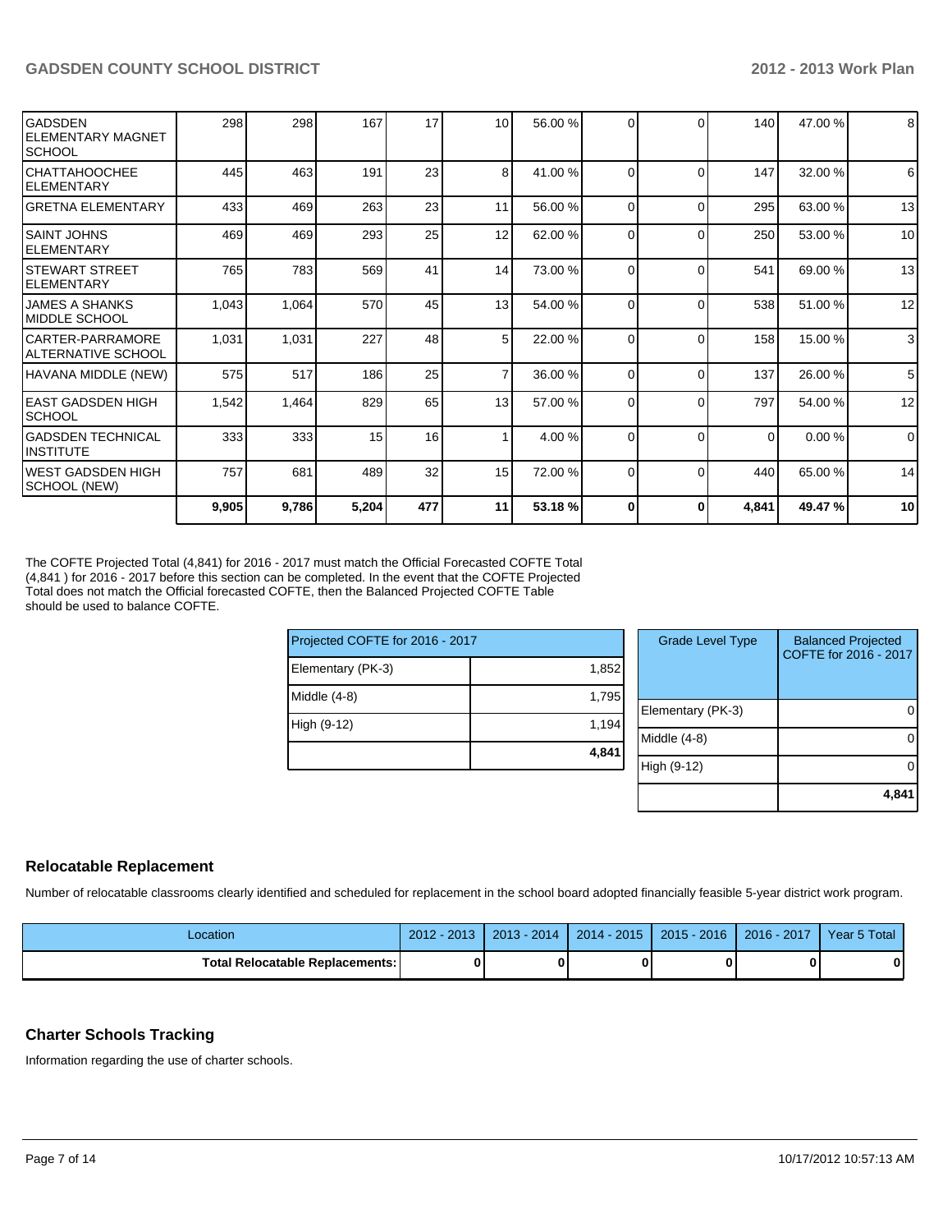| | | | | | | | | | | |
|---|---|---|---|---|---|---|---|---|---|---|
| GADSDEN ELEMENTARY MAGNET SCHOOL | 298 | 298 | 167 | 17 | 10 | 56.00 % | 0 | 0 | 140 | 47.00 % | 8 |
| CHATTAHOOCHEE ELEMENTARY | 445 | 463 | 191 | 23 | 8 | 41.00 % | 0 | 0 | 147 | 32.00 % | 6 |
| GRETNA ELEMENTARY | 433 | 469 | 263 | 23 | 11 | 56.00 % | 0 | 0 | 295 | 63.00 % | 13 |
| SAINT JOHNS ELEMENTARY | 469 | 469 | 293 | 25 | 12 | 62.00 % | 0 | 0 | 250 | 53.00 % | 10 |
| STEWART STREET ELEMENTARY | 765 | 783 | 569 | 41 | 14 | 73.00 % | 0 | 0 | 541 | 69.00 % | 13 |
| JAMES A SHANKS MIDDLE SCHOOL | 1,043 | 1,064 | 570 | 45 | 13 | 54.00 % | 0 | 0 | 538 | 51.00 % | 12 |
| CARTER-PARRAMORE ALTERNATIVE SCHOOL | 1,031 | 1,031 | 227 | 48 | 5 | 22.00 % | 0 | 0 | 158 | 15.00 % | 3 |
| HAVANA MIDDLE (NEW) | 575 | 517 | 186 | 25 | 7 | 36.00 % | 0 | 0 | 137 | 26.00 % | 5 |
| EAST GADSDEN HIGH SCHOOL | 1,542 | 1,464 | 829 | 65 | 13 | 57.00 % | 0 | 0 | 797 | 54.00 % | 12 |
| GADSDEN TECHNICAL INSTITUTE | 333 | 333 | 15 | 16 | 1 | 4.00 % | 0 | 0 | 0 | 0.00 % | 0 |
| WEST GADSDEN HIGH SCHOOL (NEW) | 757 | 681 | 489 | 32 | 15 | 72.00 % | 0 | 0 | 440 | 65.00 % | 14 |
| | **9,905** | **9,786** | **5,204** | **477** | **11** | **53.18 %** | **0** | **0** | **4,841** | **49.47 %** | **10** |

The COFTE Projected Total (4,841) for 2016 - 2017 must match the Official Forecasted COFTE Total (4,841 ) for 2016 - 2017 before this section can be completed. In the event that the COFTE Projected Total does not match the Official forecasted COFTE, then the Balanced Projected COFTE Table should be used to balance COFTE.

| Projected COFTE for 2016 - 2017 | |
|---|---|
| Elementary (PK-3) | 1,852 |
| Middle (4-8) | 1,795 |
| High (9-12) | 1,194 |
| | **4,841** |

| Grade Level Type | Balanced Projected COFTE for 2016 - 2017 |
|---|---|
| Elementary (PK-3) | 0 |
| Middle (4-8) | 0 |
| High (9-12) | 0 |
| | **4,841** |

## Relocatable Replacement

Number of relocatable classrooms clearly identified and scheduled for replacement in the school board adopted financially feasible 5-year district work program.

| Location | 2012 - 2013 | 2013 - 2014 | 2014 - 2015 | 2015 - 2016 | 2016 - 2017 | Year 5 Total |
|---|---|---|---|---|---|---|
| **Total Relocatable Replacements:** | **0** | **0** | **0** | **0** | **0** | **0** |

## Charter Schools Tracking

Information regarding the use of charter schools.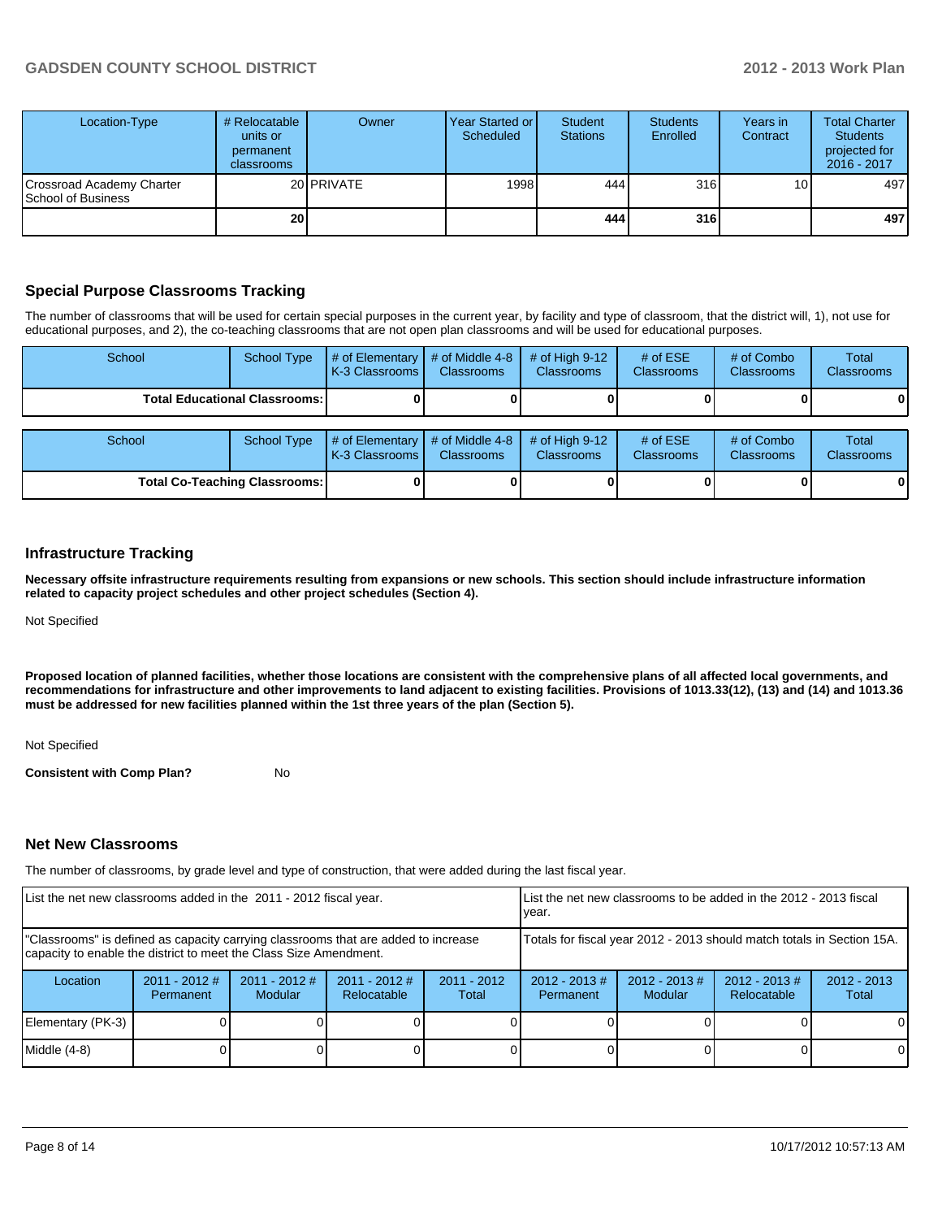| Location-Type | # Relocatable units or permanent classrooms | Owner | Year Started or Scheduled | Student Stations | Students Enrolled | Years in Contract | Total Charter Students projected for 2016 - 2017 |
|---|---|---|---|---|---|---|---|
| Crossroad Academy Charter School of Business | 20 | PRIVATE | 1998 | 444 | 316 | 10 | 497 |
| | **20** | | | **444** | **316** | | **497** |

## Special Purpose Classrooms Tracking

The number of classrooms that will be used for certain special purposes in the current year, by facility and type of classroom, that the district will, 1), not use for educational purposes, and 2), the co-teaching classrooms that are not open plan classrooms and will be used for educational purposes.

| School | School Type | # of Elementary K-3 Classrooms | # of Middle 4-8 Classrooms | # of High 9-12 Classrooms | # of ESE Classrooms | # of Combo Classrooms | Total Classrooms |
|---|---|---|---|---|---|---|---|
| **Total Educational Classrooms:** | | **0** | **0** | **0** | **0** | **0** | **0** |

| School | School Type | # of Elementary K-3 Classrooms | # of Middle 4-8 Classrooms | # of High 9-12 Classrooms | # of ESE Classrooms | # of Combo Classrooms | Total Classrooms |
|---|---|---|---|---|---|---|---|
| **Total Co-Teaching Classrooms:** | | **0** | **0** | **0** | **0** | **0** | **0** |

## Infrastructure Tracking

**Necessary offsite infrastructure requirements resulting from expansions or new schools. This section should include infrastructure information related to capacity project schedules and other project schedules (Section 4).**

Not Specified

**Proposed location of planned facilities, whether those locations are consistent with the comprehensive plans of all affected local governments, and recommendations for infrastructure and other improvements to land adjacent to existing facilities. Provisions of 1013.33(12), (13) and (14) and 1013.36 must be addressed for new facilities planned within the 1st three years of the plan (Section 5).**

Not Specified

**Consistent with Comp Plan?** No

## Net New Classrooms

The number of classrooms, by grade level and type of construction, that were added during the last fiscal year.

| List the net new classrooms added in the 2011 - 2012 fiscal year. | | | | | List the net new classrooms to be added in the 2012 - 2013 fiscal year. | | | |
|---|---|---|---|---|---|---|---|---|
| "Classrooms" is defined as capacity carrying classrooms that are added to increase capacity to enable the district to meet the Class Size Amendment. | | | | | Totals for fiscal year 2012 - 2013 should match totals in Section 15A. | | | |
| Location | 2011 - 2012 # Permanent | 2011 - 2012 # Modular | 2011 - 2012 # Relocatable | 2011 - 2012 Total | 2012 - 2013 # Permanent | 2012 - 2013 # Modular | 2012 - 2013 # Relocatable | 2012 - 2013 Total |
| Elementary (PK-3) | 0 | 0 | 0 | 0 | 0 | 0 | 0 | 0 |
| Middle (4-8) | 0 | 0 | 0 | 0 | 0 | 0 | 0 | 0 |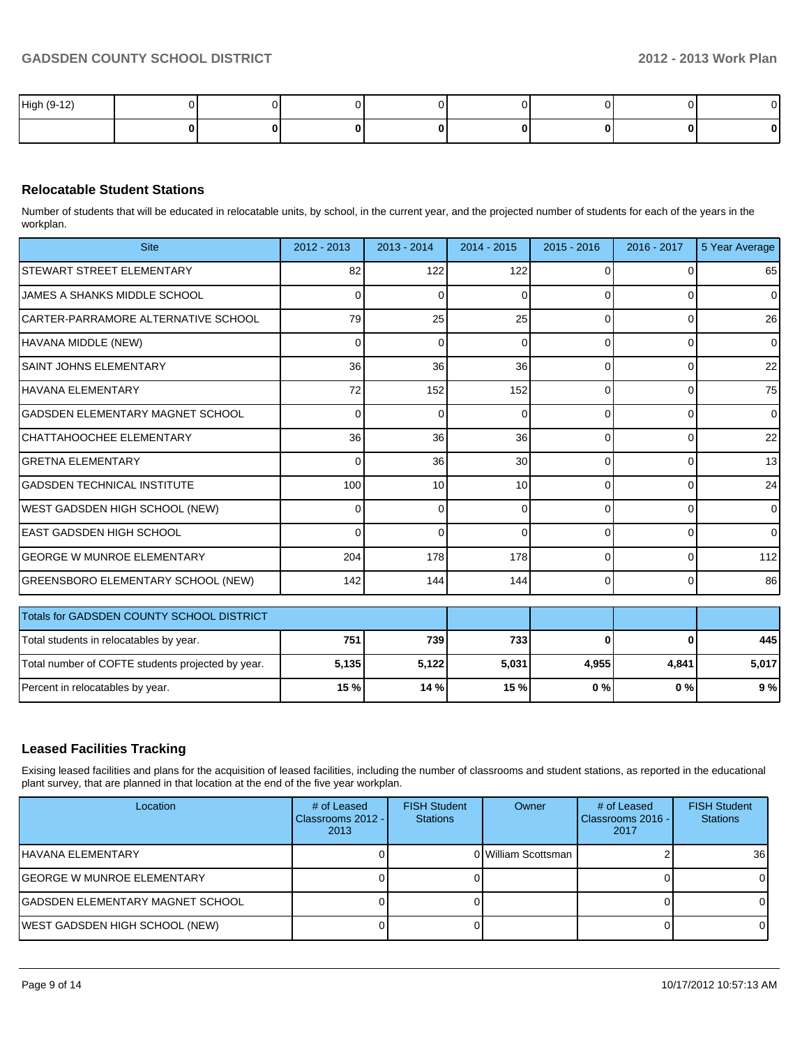| High (9-12) | 0 | 0 | 0 | 0 | 0 | 0 | 0 | 0 |
|---|---|---|---|---|---|---|---|---|
| | **0** | **0** | **0** | **0** | **0** | **0** | **0** | **0** |

## Relocatable Student Stations

Number of students that will be educated in relocatable units, by school, in the current year, and the projected number of students for each of the years in the workplan.

| Site | 2012 - 2013 | 2013 - 2014 | 2014 - 2015 | 2015 - 2016 | 2016 - 2017 | 5 Year Average |
|---|---|---|---|---|---|---|
| STEWART STREET ELEMENTARY | 82 | 122 | 122 | 0 | 0 | 65 |
| JAMES A SHANKS MIDDLE SCHOOL | 0 | 0 | 0 | 0 | 0 | 0 |
| CARTER-PARRAMORE ALTERNATIVE SCHOOL | 79 | 25 | 25 | 0 | 0 | 26 |
| HAVANA MIDDLE (NEW) | 0 | 0 | 0 | 0 | 0 | 0 |
| SAINT JOHNS ELEMENTARY | 36 | 36 | 36 | 0 | 0 | 22 |
| HAVANA ELEMENTARY | 72 | 152 | 152 | 0 | 0 | 75 |
| GADSDEN ELEMENTARY MAGNET SCHOOL | 0 | 0 | 0 | 0 | 0 | 0 |
| CHATTAHOOCHEE ELEMENTARY | 36 | 36 | 36 | 0 | 0 | 22 |
| GRETNA ELEMENTARY | 0 | 36 | 30 | 0 | 0 | 13 |
| GADSDEN TECHNICAL INSTITUTE | 100 | 10 | 10 | 0 | 0 | 24 |
| WEST GADSDEN HIGH SCHOOL (NEW) | 0 | 0 | 0 | 0 | 0 | 0 |
| EAST GADSDEN HIGH SCHOOL | 0 | 0 | 0 | 0 | 0 | 0 |
| GEORGE W MUNROE ELEMENTARY | 204 | 178 | 178 | 0 | 0 | 112 |
| GREENSBORO ELEMENTARY SCHOOL (NEW) | 142 | 144 | 144 | 0 | 0 | 86 |

| Totals for GADSDEN COUNTY SCHOOL DISTRICT | | | | | | |
|---|---|---|---|---|---|---|
| Total students in relocatables by year. | **751** | **739** | **733** | **0** | **0** | **445** |
| Total number of COFTE students projected by year. | **5,135** | **5,122** | **5,031** | **4,955** | **4,841** | **5,017** |
| Percent in relocatables by year. | **15 %** | **14 %** | **15 %** | **0 %** | **0 %** | **9 %** |

## Leased Facilities Tracking

Exising leased facilities and plans for the acquisition of leased facilities, including the number of classrooms and student stations, as reported in the educational plant survey, that are planned in that location at the end of the five year workplan.

| Location | # of Leased Classrooms 2012 - 2013 | FISH Student Stations | Owner | # of Leased Classrooms 2016 - 2017 | FISH Student Stations |
|---|---|---|---|---|---|
| HAVANA ELEMENTARY | 0 | 0 | William Scottsman | 2 | 36 |
| GEORGE W MUNROE ELEMENTARY | 0 | 0 | | 0 | 0 |
| GADSDEN ELEMENTARY MAGNET SCHOOL | 0 | 0 | | 0 | 0 |
| WEST GADSDEN HIGH SCHOOL (NEW) | 0 | 0 | | 0 | 0 |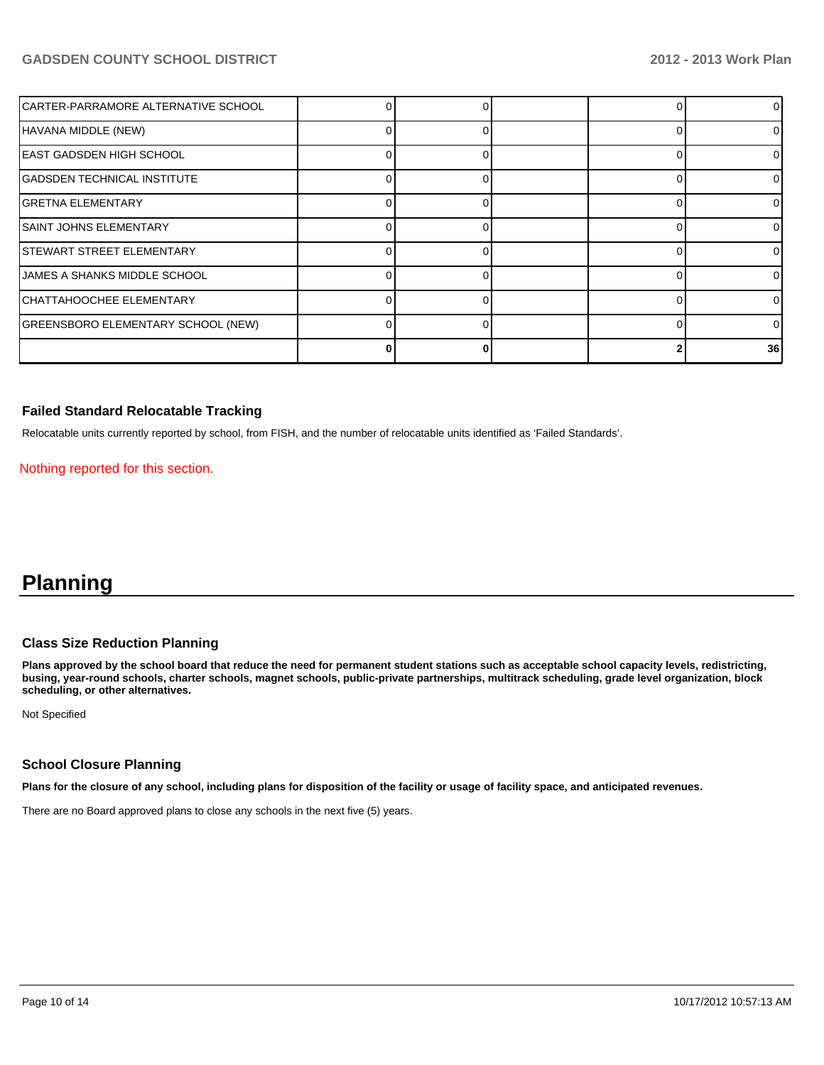| | | | | | |
|---|---|---|---|---|---|
| CARTER-PARRAMORE ALTERNATIVE SCHOOL | 0 | 0 | | 0 | 0 |
| HAVANA MIDDLE (NEW) | 0 | 0 | | 0 | 0 |
| EAST GADSDEN HIGH SCHOOL | 0 | 0 | | 0 | 0 |
| GADSDEN TECHNICAL INSTITUTE | 0 | 0 | | 0 | 0 |
| GRETNA ELEMENTARY | 0 | 0 | | 0 | 0 |
| SAINT JOHNS ELEMENTARY | 0 | 0 | | 0 | 0 |
| STEWART STREET ELEMENTARY | 0 | 0 | | 0 | 0 |
| JAMES A SHANKS MIDDLE SCHOOL | 0 | 0 | | 0 | 0 |
| CHATTAHOOCHEE ELEMENTARY | 0 | 0 | | 0 | 0 |
| GREENSBORO ELEMENTARY SCHOOL (NEW) | 0 | 0 | | 0 | 0 |
| | **0** | **0** | | **2** | **36** |

### Failed Standard Relocatable Tracking

Relocatable units currently reported by school, from FISH, and the number of relocatable units identified as 'Failed Standards'.

Nothing reported for this section.

# Planning

### Class Size Reduction Planning

**Plans approved by the school board that reduce the need for permanent student stations such as acceptable school capacity levels, redistricting, busing, year-round schools, charter schools, magnet schools, public-private partnerships, multitrack scheduling, grade level organization, block scheduling, or other alternatives.**

Not Specified

### School Closure Planning

**Plans for the closure of any school, including plans for disposition of the facility or usage of facility space, and anticipated revenues.**

There are no Board approved plans to close any schools in the next five (5) years.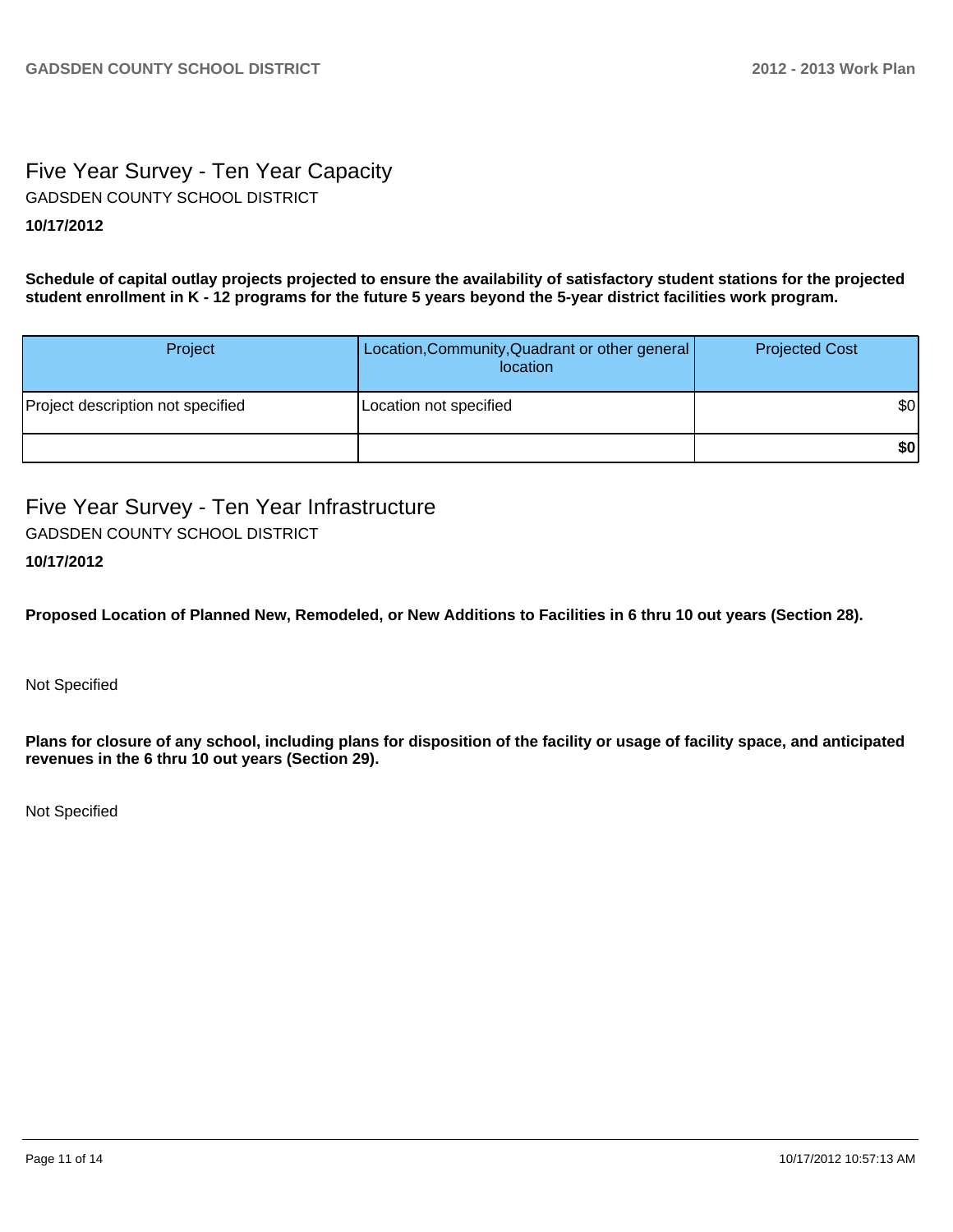## Five Year Survey - Ten Year Capacity

GADSDEN COUNTY SCHOOL DISTRICT

**10/17/2012**

**Schedule of capital outlay projects projected to ensure the availability of satisfactory student stations for the projected student enrollment in K - 12 programs for the future 5 years beyond the 5-year district facilities work program.**

| Project | Location,Community,Quadrant or other general location | Projected Cost |
|---|---|---|
| Project description not specified | Location not specified | $0 |
| | | **$0** |

## Five Year Survey - Ten Year Infrastructure

GADSDEN COUNTY SCHOOL DISTRICT

**10/17/2012**

**Proposed Location of Planned New, Remodeled, or New Additions to Facilities in 6 thru 10 out years (Section 28).**

Not Specified

**Plans for closure of any school, including plans for disposition of the facility or usage of facility space, and anticipated revenues in the 6 thru 10 out years (Section 29).**

Not Specified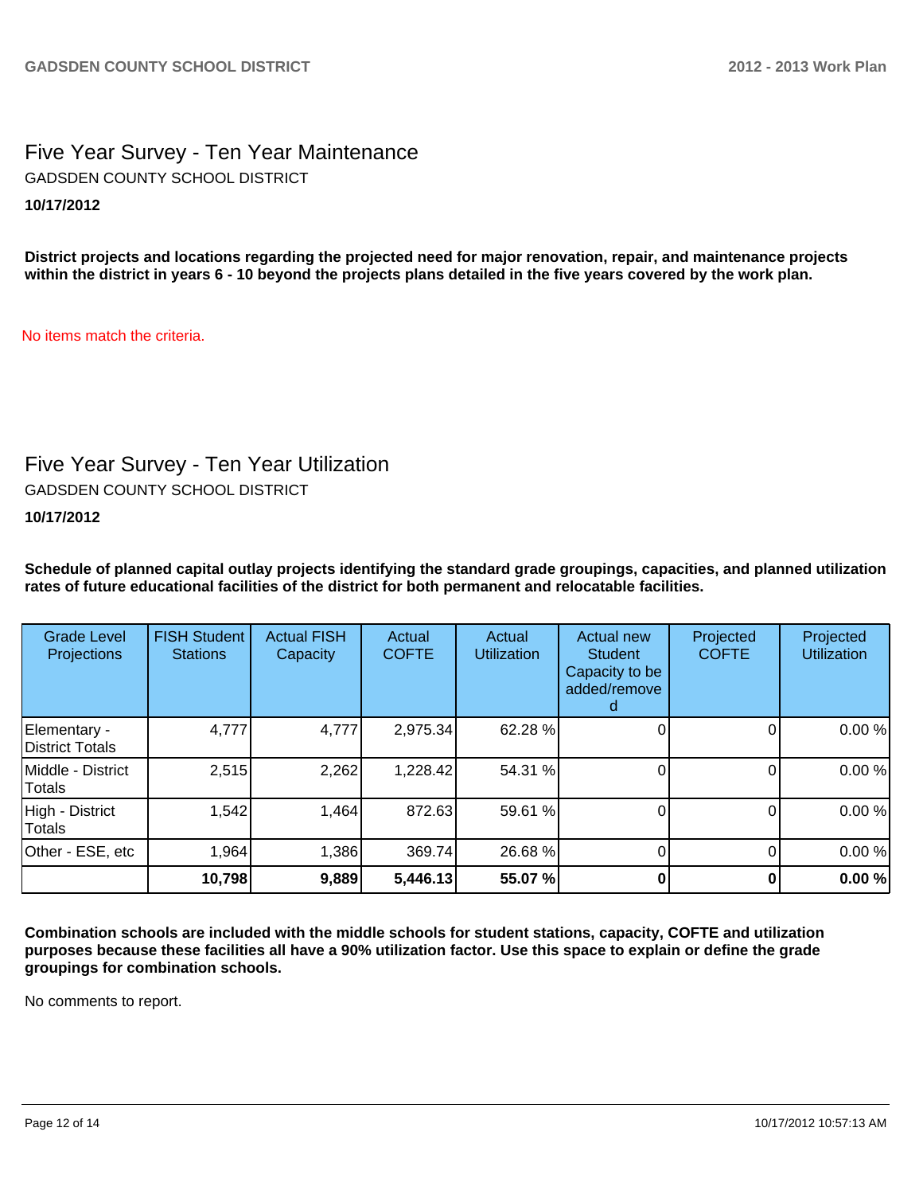## Five Year Survey - Ten Year Maintenance

GADSDEN COUNTY SCHOOL DISTRICT

**10/17/2012**

**District projects and locations regarding the projected need for major renovation, repair, and maintenance projects within the district in years 6 - 10 beyond the projects plans detailed in the five years covered by the work plan.**

No items match the criteria.

## Five Year Survey - Ten Year Utilization

GADSDEN COUNTY SCHOOL DISTRICT

**10/17/2012**

**Schedule of planned capital outlay projects identifying the standard grade groupings, capacities, and planned utilization rates of future educational facilities of the district for both permanent and relocatable facilities.**

| Grade Level Projections | FISH Student Stations | Actual FISH Capacity | Actual COFTE | Actual Utilization | Actual new Student Capacity to be added/removed | Projected COFTE | Projected Utilization |
|---|---|---|---|---|---|---|---|
| Elementary - District Totals | 4,777 | 4,777 | 2,975.34 | 62.28 % | 0 | 0 | 0.00 % |
| Middle - District Totals | 2,515 | 2,262 | 1,228.42 | 54.31 % | 0 | 0 | 0.00 % |
| High - District Totals | 1,542 | 1,464 | 872.63 | 59.61 % | 0 | 0 | 0.00 % |
| Other - ESE, etc | 1,964 | 1,386 | 369.74 | 26.68 % | 0 | 0 | 0.00 % |
| | **10,798** | **9,889** | **5,446.13** | **55.07 %** | **0** | **0** | **0.00 %** |

**Combination schools are included with the middle schools for student stations, capacity, COFTE and utilization purposes because these facilities all have a 90% utilization factor. Use this space to explain or define the grade groupings for combination schools.**

No comments to report.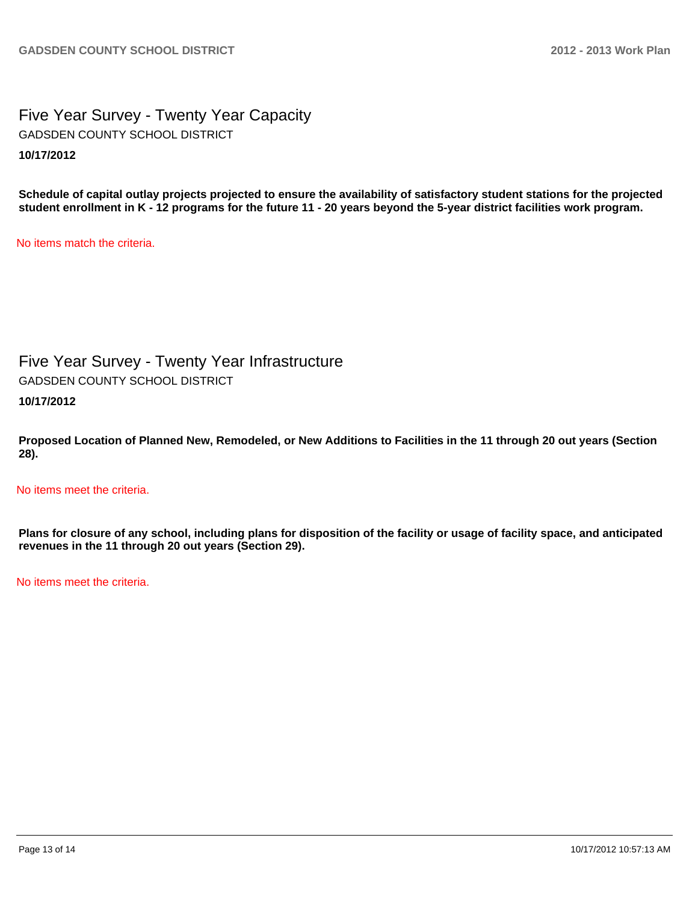## Five Year Survey - Twenty Year Capacity

GADSDEN COUNTY SCHOOL DISTRICT

**10/17/2012**

**Schedule of capital outlay projects projected to ensure the availability of satisfactory student stations for the projected student enrollment in K - 12 programs for the future 11 - 20 years beyond the 5-year district facilities work program.**

No items match the criteria.

## Five Year Survey - Twenty Year Infrastructure

GADSDEN COUNTY SCHOOL DISTRICT

**10/17/2012**

**Proposed Location of Planned New, Remodeled, or New Additions to Facilities in the 11 through 20 out years (Section 28).**

No items meet the criteria.

**Plans for closure of any school, including plans for disposition of the facility or usage of facility space, and anticipated revenues in the 11 through 20 out years (Section 29).**

No items meet the criteria.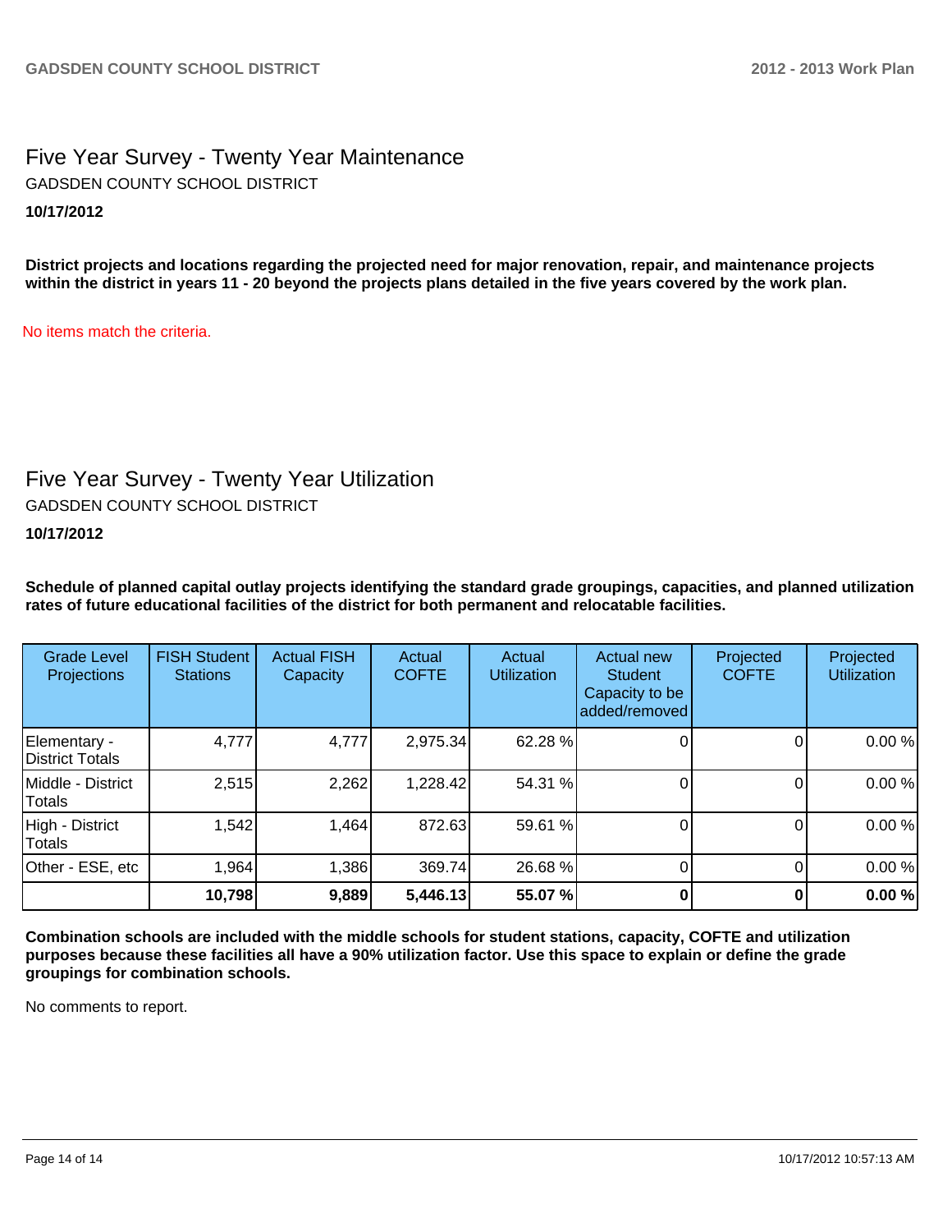# Five Year Survey - Twenty Year Maintenance

GADSDEN COUNTY SCHOOL DISTRICT

**10/17/2012**

**District projects and locations regarding the projected need for major renovation, repair, and maintenance projects within the district in years 11 - 20 beyond the projects plans detailed in the five years covered by the work plan.**

No items match the criteria.

# Five Year Survey - Twenty Year Utilization

GADSDEN COUNTY SCHOOL DISTRICT

**10/17/2012**

**Schedule of planned capital outlay projects identifying the standard grade groupings, capacities, and planned utilization rates of future educational facilities of the district for both permanent and relocatable facilities.**

| Grade Level Projections | FISH Student Stations | Actual FISH Capacity | Actual COFTE | Actual Utilization | Actual new Student Capacity to be added/removed | Projected COFTE | Projected Utilization |
|---|---|---|---|---|---|---|---|
| Elementary - District Totals | 4,777 | 4,777 | 2,975.34 | 62.28 % | 0 | 0 | 0.00 % |
| Middle - District Totals | 2,515 | 2,262 | 1,228.42 | 54.31 % | 0 | 0 | 0.00 % |
| High - District Totals | 1,542 | 1,464 | 872.63 | 59.61 % | 0 | 0 | 0.00 % |
| Other - ESE, etc | 1,964 | 1,386 | 369.74 | 26.68 % | 0 | 0 | 0.00 % |
| | **10,798** | **9,889** | **5,446.13** | **55.07 %** | **0** | **0** | **0.00 %** |

**Combination schools are included with the middle schools for student stations, capacity, COFTE and utilization purposes because these facilities all have a 90% utilization factor. Use this space to explain or define the grade groupings for combination schools.**

No comments to report.